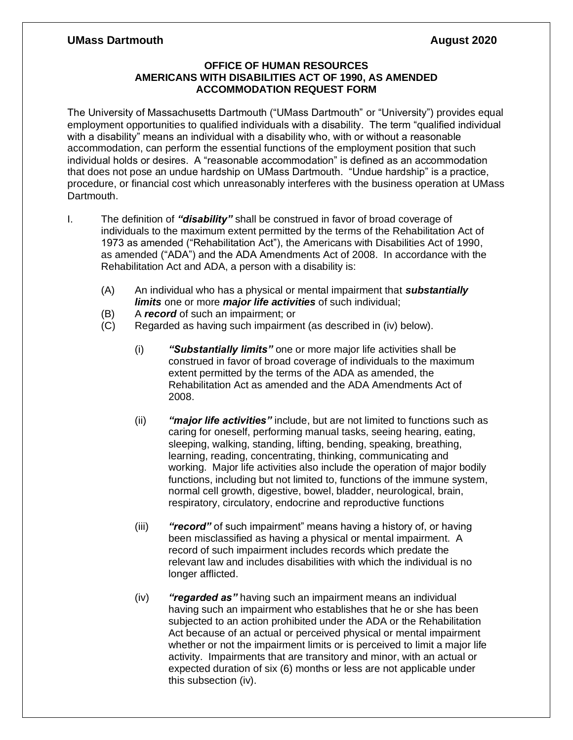**UMass Dartmouth** **August 2020**

### OFFICE OF HUMAN RESOURCES
### AMERICANS WITH DISABILITIES ACT OF 1990, AS AMENDED
### ACCOMMODATION REQUEST FORM

The University of Massachusetts Dartmouth ("UMass Dartmouth" or "University") provides equal employment opportunities to qualified individuals with a disability. The term "qualified individual with a disability" means an individual with a disability who, with or without a reasonable accommodation, can perform the essential functions of the employment position that such individual holds or desires. A "reasonable accommodation" is defined as an accommodation that does not pose an undue hardship on UMass Dartmouth. "Undue hardship" is a practice, procedure, or financial cost which unreasonably interferes with the business operation at UMass Dartmouth.

I. The definition of ***"disability"*** shall be construed in favor of broad coverage of individuals to the maximum extent permitted by the terms of the Rehabilitation Act of 1973 as amended ("Rehabilitation Act"), the Americans with Disabilities Act of 1990, as amended ("ADA") and the ADA Amendments Act of 2008. In accordance with the Rehabilitation Act and ADA, a person with a disability is:

   (A) An individual who has a physical or mental impairment that ***substantially limits*** one or more ***major life activities*** of such individual;
   
   (B) A ***record*** of such an impairment; or
   
   (C) Regarded as having such impairment (as described in (iv) below).

      (i) ***"Substantially limits"*** one or more major life activities shall be construed in favor of broad coverage of individuals to the maximum extent permitted by the terms of the ADA as amended, the Rehabilitation Act as amended and the ADA Amendments Act of 2008.

      (ii) ***"major life activities"*** include, but are not limited to functions such as caring for oneself, performing manual tasks, seeing hearing, eating, sleeping, walking, standing, lifting, bending, speaking, breathing, learning, reading, concentrating, thinking, communicating and working. Major life activities also include the operation of major bodily functions, including but not limited to, functions of the immune system, normal cell growth, digestive, bowel, bladder, neurological, brain, respiratory, circulatory, endocrine and reproductive functions

      (iii) ***"record"*** of such impairment" means having a history of, or having been misclassified as having a physical or mental impairment. A record of such impairment includes records which predate the relevant law and includes disabilities with which the individual is no longer afflicted.

      (iv) ***"regarded as"*** having such an impairment means an individual having such an impairment who establishes that he or she has been subjected to an action prohibited under the ADA or the Rehabilitation Act because of an actual or perceived physical or mental impairment whether or not the impairment limits or is perceived to limit a major life activity. Impairments that are transitory and minor, with an actual or expected duration of six (6) months or less are not applicable under this subsection (iv).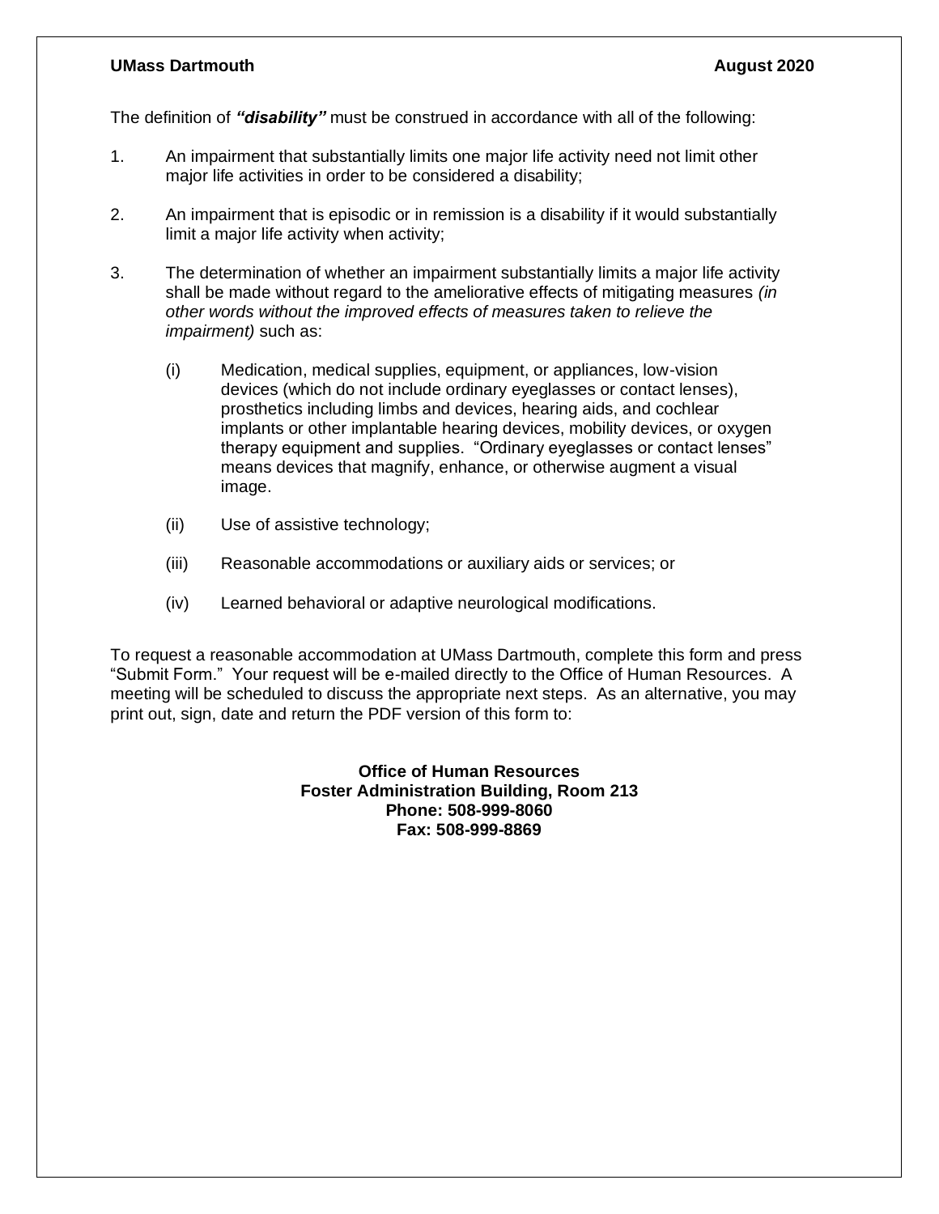The definition of ***"disability"*** must be construed in accordance with all of the following:

1. An impairment that substantially limits one major life activity need not limit other major life activities in order to be considered a disability;

2. An impairment that is episodic or in remission is a disability if it would substantially limit a major life activity when activity;

3. The determination of whether an impairment substantially limits a major life activity shall be made without regard to the ameliorative effects of mitigating measures *(in other words without the improved effects of measures taken to relieve the impairment)* such as:

   (i) Medication, medical supplies, equipment, or appliances, low-vision devices (which do not include ordinary eyeglasses or contact lenses), prosthetics including limbs and devices, hearing aids, and cochlear implants or other implantable hearing devices, mobility devices, or oxygen therapy equipment and supplies. "Ordinary eyeglasses or contact lenses" means devices that magnify, enhance, or otherwise augment a visual image.

   (ii) Use of assistive technology;

   (iii) Reasonable accommodations or auxiliary aids or services; or

   (iv) Learned behavioral or adaptive neurological modifications.

To request a reasonable accommodation at UMass Dartmouth, complete this form and press "Submit Form." Your request will be e-mailed directly to the Office of Human Resources. A meeting will be scheduled to discuss the appropriate next steps. As an alternative, you may print out, sign, date and return the PDF version of this form to:

**Office of Human Resources**
**Foster Administration Building, Room 213**
**Phone: 508-999-8060**
**Fax: 508-999-8869**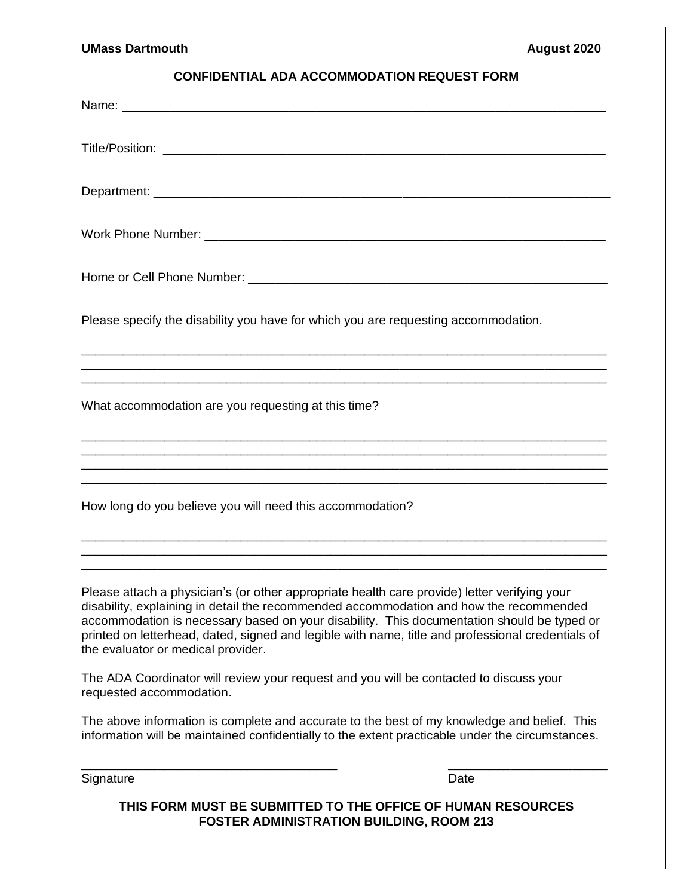**UMass Dartmouth** **August 2020**

## CONFIDENTIAL ADA ACCOMMODATION REQUEST FORM

Name: ___________________________________________________________________________

Title/Position: ______________________________________________________________________

Department: ____________________________________________________________________

Work Phone Number: _____________________________________________________________

Home or Cell Phone Number: _______________________________________________________

Please specify the disability you have for which you are requesting accommodation.

_______________________________________________________________________________
_______________________________________________________________________________
_______________________________________________________________________________

What accommodation are you requesting at this time?

_______________________________________________________________________________
_______________________________________________________________________________
_______________________________________________________________________________
_______________________________________________________________________________

How long do you believe you will need this accommodation?

_______________________________________________________________________________
_______________________________________________________________________________
_______________________________________________________________________________

Please attach a physician's (or other appropriate health care provide) letter verifying your disability, explaining in detail the recommended accommodation and how the recommended accommodation is necessary based on your disability. This documentation should be typed or printed on letterhead, dated, signed and legible with name, title and professional credentials of the evaluator or medical provider.

The ADA Coordinator will review your request and you will be contacted to discuss your requested accommodation.

The above information is complete and accurate to the best of my knowledge and belief. This information will be maintained confidentially to the extent practicable under the circumstances.

_____________________________________ _______________________

Signature Date

**THIS FORM MUST BE SUBMITTED TO THE OFFICE OF HUMAN RESOURCES**
**FOSTER ADMINISTRATION BUILDING, ROOM 213**